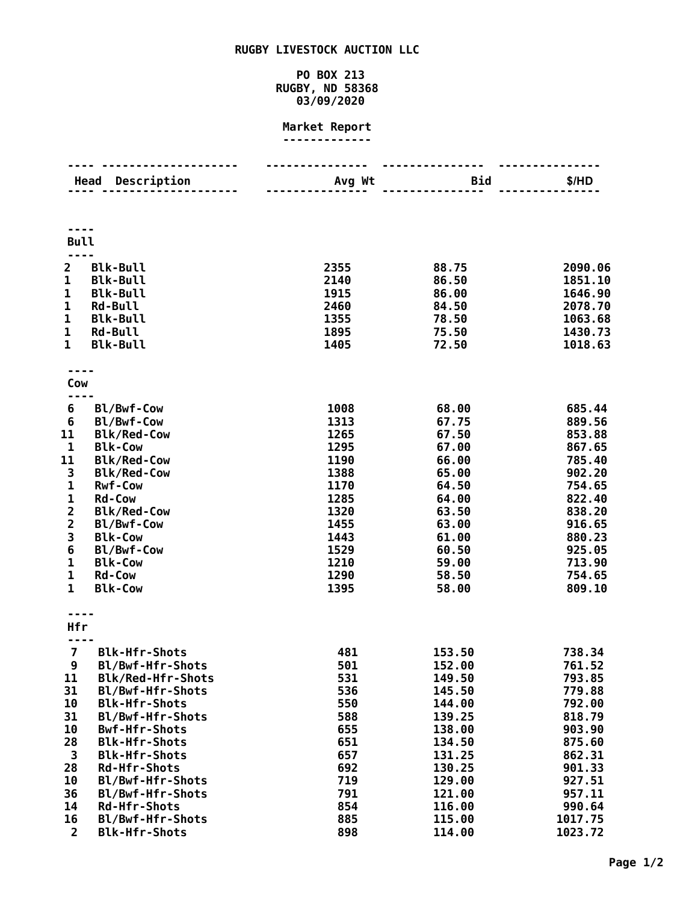# RUGBY LIVESTOCK AUCTION LLC

PO BOX 213
RUGBY, ND 58368
03/09/2020

## Market Report

| Head | Description | Avg Wt | Bid | $/HD |
|---|---|---|---|---|
| **Bull** | | | | |
| 2 | Blk-Bull | 2355 | 88.75 | 2090.06 |
| 1 | Blk-Bull | 2140 | 86.50 | 1851.10 |
| 1 | Blk-Bull | 1915 | 86.00 | 1646.90 |
| 1 | Rd-Bull | 2460 | 84.50 | 2078.70 |
| 1 | Blk-Bull | 1355 | 78.50 | 1063.68 |
| 1 | Rd-Bull | 1895 | 75.50 | 1430.73 |
| 1 | Blk-Bull | 1405 | 72.50 | 1018.63 |
| **Cow** | | | | |
| 6 | Bl/Bwf-Cow | 1008 | 68.00 | 685.44 |
| 6 | Bl/Bwf-Cow | 1313 | 67.75 | 889.56 |
| 11 | Blk/Red-Cow | 1265 | 67.50 | 853.88 |
| 1 | Blk-Cow | 1295 | 67.00 | 867.65 |
| 11 | Blk/Red-Cow | 1190 | 66.00 | 785.40 |
| 3 | Blk/Red-Cow | 1388 | 65.00 | 902.20 |
| 1 | Rwf-Cow | 1170 | 64.50 | 754.65 |
| 1 | Rd-Cow | 1285 | 64.00 | 822.40 |
| 2 | Blk/Red-Cow | 1320 | 63.50 | 838.20 |
| 2 | Bl/Bwf-Cow | 1455 | 63.00 | 916.65 |
| 3 | Blk-Cow | 1443 | 61.00 | 880.23 |
| 6 | Bl/Bwf-Cow | 1529 | 60.50 | 925.05 |
| 1 | Blk-Cow | 1210 | 59.00 | 713.90 |
| 1 | Rd-Cow | 1290 | 58.50 | 754.65 |
| 1 | Blk-Cow | 1395 | 58.00 | 809.10 |
| **Hfr** | | | | |
| 7 | Blk-Hfr-Shots | 481 | 153.50 | 738.34 |
| 9 | Bl/Bwf-Hfr-Shots | 501 | 152.00 | 761.52 |
| 11 | Blk/Red-Hfr-Shots | 531 | 149.50 | 793.85 |
| 31 | Bl/Bwf-Hfr-Shots | 536 | 145.50 | 779.88 |
| 10 | Blk-Hfr-Shots | 550 | 144.00 | 792.00 |
| 31 | Bl/Bwf-Hfr-Shots | 588 | 139.25 | 818.79 |
| 10 | Bwf-Hfr-Shots | 655 | 138.00 | 903.90 |
| 28 | Blk-Hfr-Shots | 651 | 134.50 | 875.60 |
| 3 | Blk-Hfr-Shots | 657 | 131.25 | 862.31 |
| 28 | Rd-Hfr-Shots | 692 | 130.25 | 901.33 |
| 10 | Bl/Bwf-Hfr-Shots | 719 | 129.00 | 927.51 |
| 36 | Bl/Bwf-Hfr-Shots | 791 | 121.00 | 957.11 |
| 14 | Rd-Hfr-Shots | 854 | 116.00 | 990.64 |
| 16 | Bl/Bwf-Hfr-Shots | 885 | 115.00 | 1017.75 |
| 2 | Blk-Hfr-Shots | 898 | 114.00 | 1023.72 |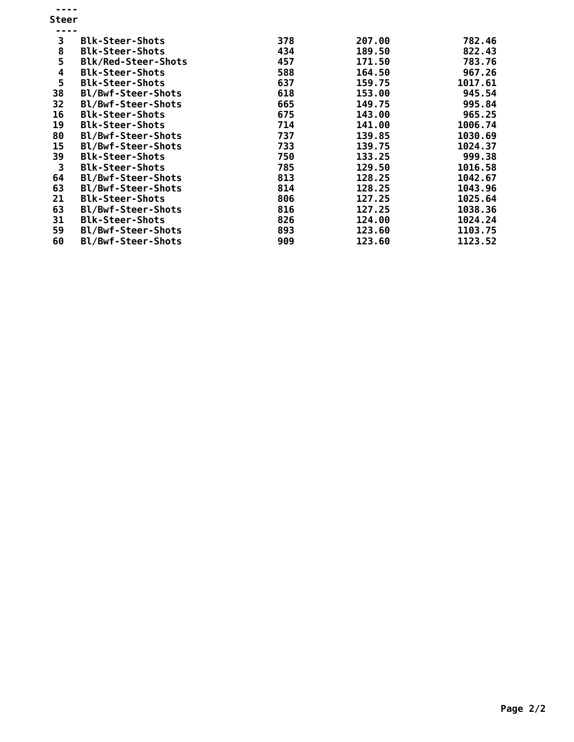----
**Steer**
----

| | | | | |
|---|---|---|---|---|
| 3 | Blk-Steer-Shots | 378 | 207.00 | 782.46 |
| 8 | Blk-Steer-Shots | 434 | 189.50 | 822.43 |
| 5 | Blk/Red-Steer-Shots | 457 | 171.50 | 783.76 |
| 4 | Blk-Steer-Shots | 588 | 164.50 | 967.26 |
| 5 | Blk-Steer-Shots | 637 | 159.75 | 1017.61 |
| 38 | Bl/Bwf-Steer-Shots | 618 | 153.00 | 945.54 |
| 32 | Bl/Bwf-Steer-Shots | 665 | 149.75 | 995.84 |
| 16 | Blk-Steer-Shots | 675 | 143.00 | 965.25 |
| 19 | Blk-Steer-Shots | 714 | 141.00 | 1006.74 |
| 80 | Bl/Bwf-Steer-Shots | 737 | 139.85 | 1030.69 |
| 15 | Bl/Bwf-Steer-Shots | 733 | 139.75 | 1024.37 |
| 39 | Blk-Steer-Shots | 750 | 133.25 | 999.38 |
| 3 | Blk-Steer-Shots | 785 | 129.50 | 1016.58 |
| 64 | Bl/Bwf-Steer-Shots | 813 | 128.25 | 1042.67 |
| 63 | Bl/Bwf-Steer-Shots | 814 | 128.25 | 1043.96 |
| 21 | Blk-Steer-Shots | 806 | 127.25 | 1025.64 |
| 63 | Bl/Bwf-Steer-Shots | 816 | 127.25 | 1038.36 |
| 31 | Blk-Steer-Shots | 826 | 124.00 | 1024.24 |
| 59 | Bl/Bwf-Steer-Shots | 893 | 123.60 | 1103.75 |
| 60 | Bl/Bwf-Steer-Shots | 909 | 123.60 | 1123.52 |